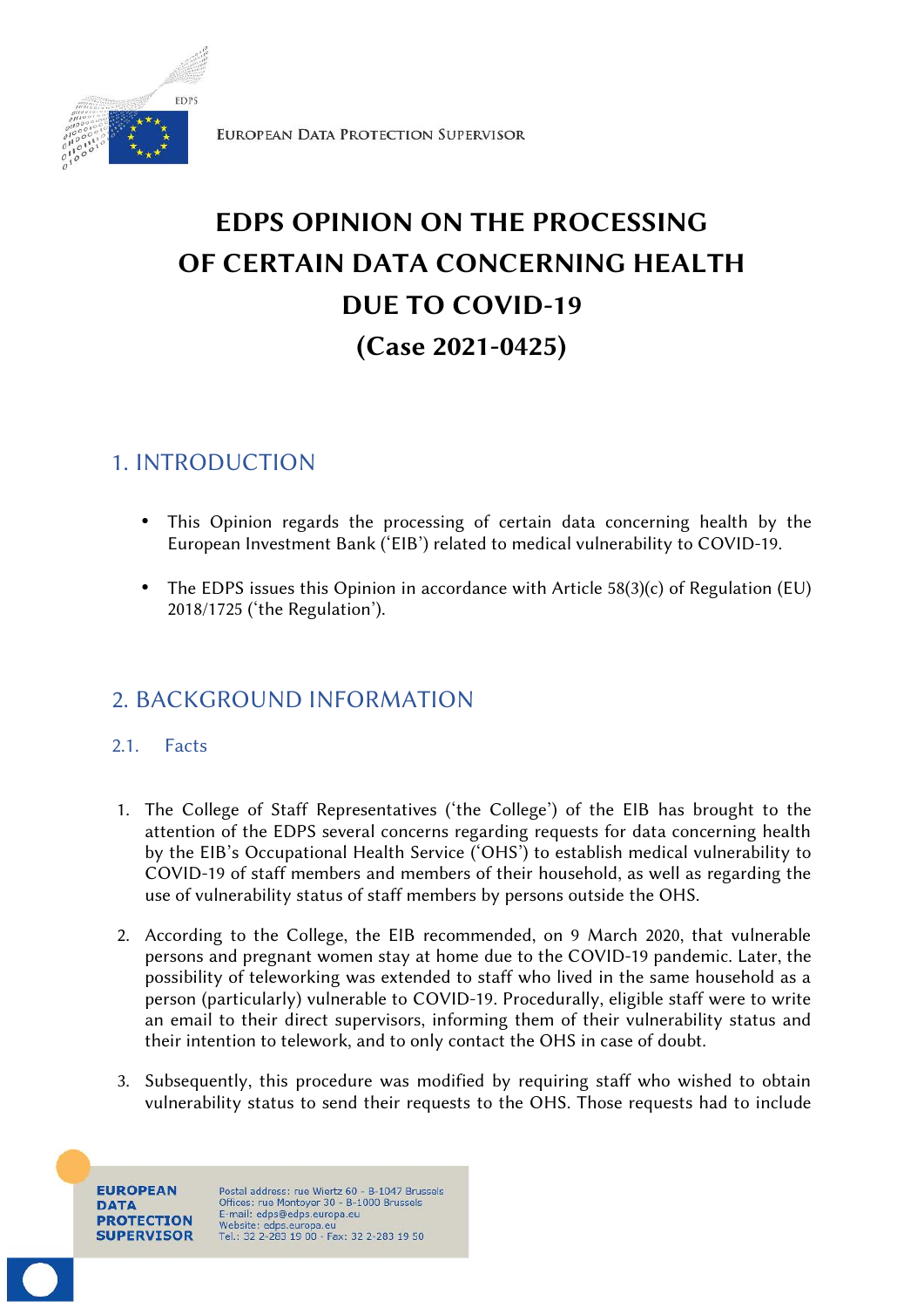EUROPEAN DATA PROTECTION SUPERVISOR

# EDPS OPINION ON THE PROCESSING OF CERTAIN DATA CONCERNING HEALTH DUE TO COVID-19 (Case 2021-0425)

## 1. INTRODUCTION

- This Opinion regards the processing of certain data concerning health by the European Investment Bank ('EIB') related to medical vulnerability to COVID-19.
- The EDPS issues this Opinion in accordance with Article 58(3)(c) of Regulation (EU) 2018/1725 ('the Regulation').

## 2. BACKGROUND INFORMATION

### 2.1. Facts

1. The College of Staff Representatives ('the College') of the EIB has brought to the attention of the EDPS several concerns regarding requests for data concerning health by the EIB's Occupational Health Service ('OHS') to establish medical vulnerability to COVID-19 of staff members and members of their household, as well as regarding the use of vulnerability status of staff members by persons outside the OHS.
2. According to the College, the EIB recommended, on 9 March 2020, that vulnerable persons and pregnant women stay at home due to the COVID-19 pandemic. Later, the possibility of teleworking was extended to staff who lived in the same household as a person (particularly) vulnerable to COVID-19. Procedurally, eligible staff were to write an email to their direct supervisors, informing them of their vulnerability status and their intention to telework, and to only contact the OHS in case of doubt.
3. Subsequently, this procedure was modified by requiring staff who wished to obtain vulnerability status to send their requests to the OHS. Those requests had to include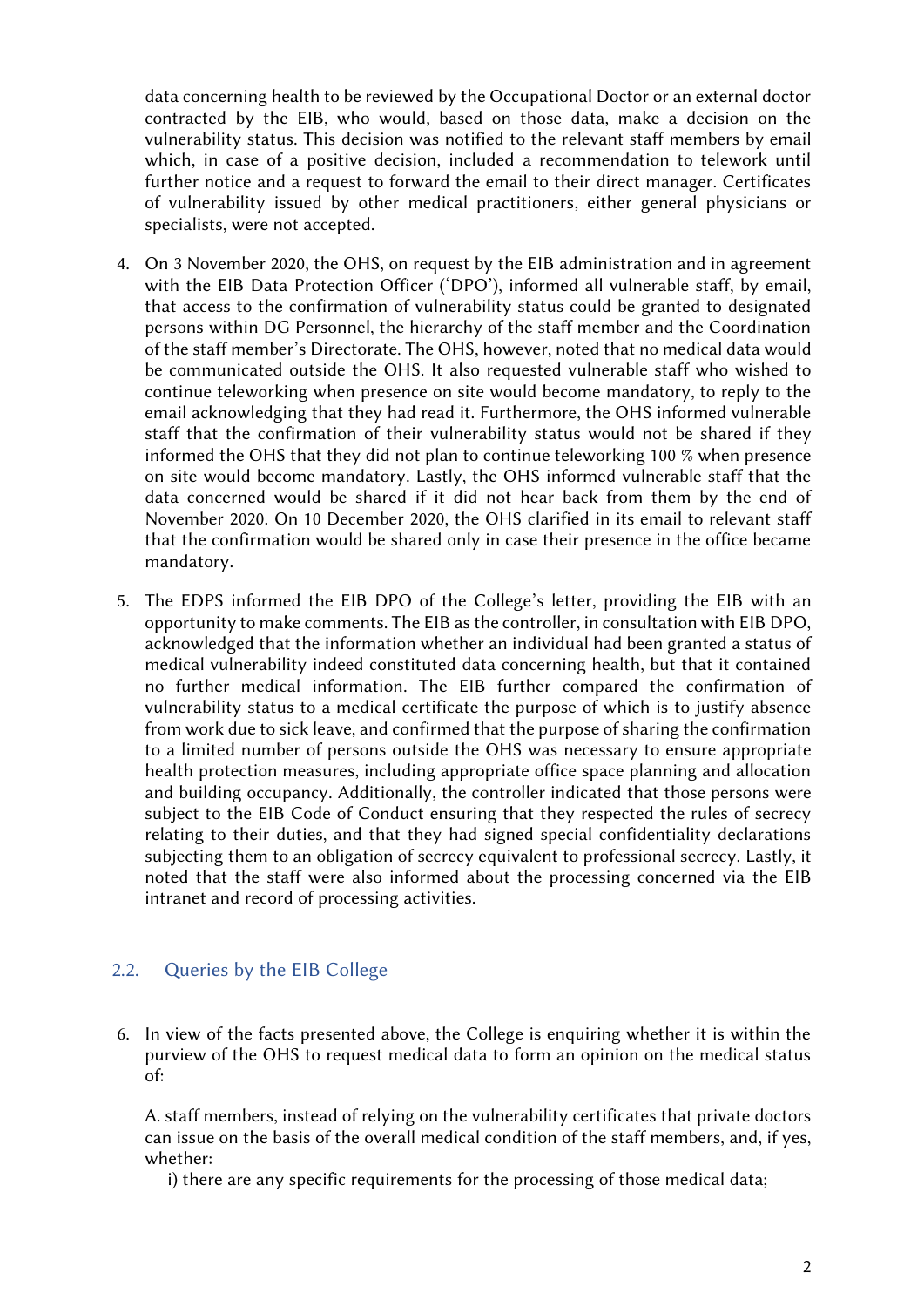data concerning health to be reviewed by the Occupational Doctor or an external doctor contracted by the EIB, who would, based on those data, make a decision on the vulnerability status. This decision was notified to the relevant staff members by email which, in case of a positive decision, included a recommendation to telework until further notice and a request to forward the email to their direct manager. Certificates of vulnerability issued by other medical practitioners, either general physicians or specialists, were not accepted.

4. On 3 November 2020, the OHS, on request by the EIB administration and in agreement with the EIB Data Protection Officer ('DPO'), informed all vulnerable staff, by email, that access to the confirmation of vulnerability status could be granted to designated persons within DG Personnel, the hierarchy of the staff member and the Coordination of the staff member's Directorate. The OHS, however, noted that no medical data would be communicated outside the OHS. It also requested vulnerable staff who wished to continue teleworking when presence on site would become mandatory, to reply to the email acknowledging that they had read it. Furthermore, the OHS informed vulnerable staff that the confirmation of their vulnerability status would not be shared if they informed the OHS that they did not plan to continue teleworking 100 % when presence on site would become mandatory. Lastly, the OHS informed vulnerable staff that the data concerned would be shared if it did not hear back from them by the end of November 2020. On 10 December 2020, the OHS clarified in its email to relevant staff that the confirmation would be shared only in case their presence in the office became mandatory.

5. The EDPS informed the EIB DPO of the College's letter, providing the EIB with an opportunity to make comments. The EIB as the controller, in consultation with EIB DPO, acknowledged that the information whether an individual had been granted a status of medical vulnerability indeed constituted data concerning health, but that it contained no further medical information. The EIB further compared the confirmation of vulnerability status to a medical certificate the purpose of which is to justify absence from work due to sick leave, and confirmed that the purpose of sharing the confirmation to a limited number of persons outside the OHS was necessary to ensure appropriate health protection measures, including appropriate office space planning and allocation and building occupancy. Additionally, the controller indicated that those persons were subject to the EIB Code of Conduct ensuring that they respected the rules of secrecy relating to their duties, and that they had signed special confidentiality declarations subjecting them to an obligation of secrecy equivalent to professional secrecy. Lastly, it noted that the staff were also informed about the processing concerned via the EIB intranet and record of processing activities.

## 2.2. Queries by the EIB College

6. In view of the facts presented above, the College is enquiring whether it is within the purview of the OHS to request medical data to form an opinion on the medical status of:

   A. staff members, instead of relying on the vulnerability certificates that private doctors can issue on the basis of the overall medical condition of the staff members, and, if yes, whether:

   i) there are any specific requirements for the processing of those medical data;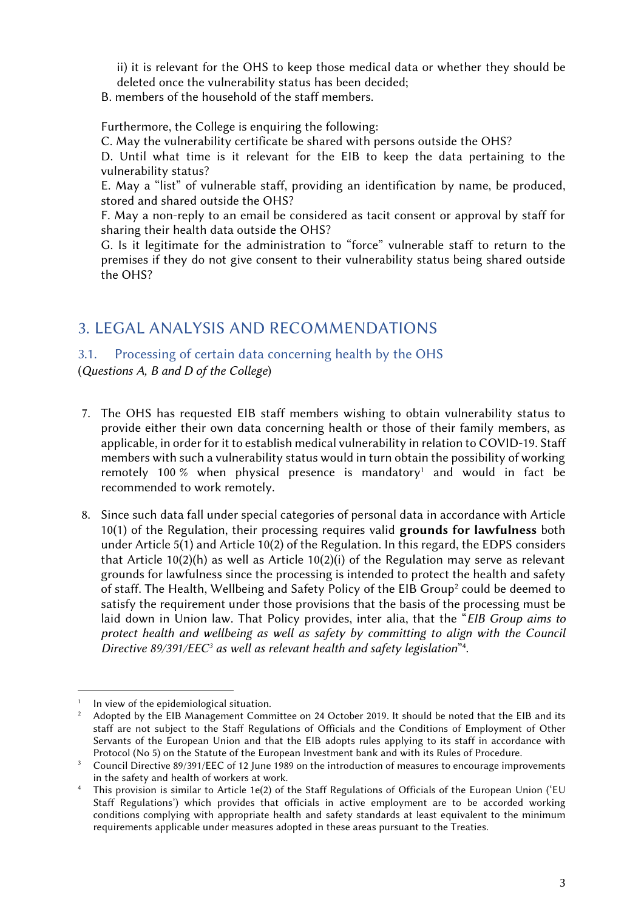ii) it is relevant for the OHS to keep those medical data or whether they should be deleted once the vulnerability status has been decided;

B. members of the household of the staff members.

Furthermore, the College is enquiring the following:

C. May the vulnerability certificate be shared with persons outside the OHS?

D. Until what time is it relevant for the EIB to keep the data pertaining to the vulnerability status?

E. May a "list" of vulnerable staff, providing an identification by name, be produced, stored and shared outside the OHS?

F. May a non-reply to an email be considered as tacit consent or approval by staff for sharing their health data outside the OHS?

G. Is it legitimate for the administration to "force" vulnerable staff to return to the premises if they do not give consent to their vulnerability status being shared outside the OHS?

## 3. LEGAL ANALYSIS AND RECOMMENDATIONS

### 3.1. Processing of certain data concerning health by the OHS

(*Questions A, B and D of the College*)

7. The OHS has requested EIB staff members wishing to obtain vulnerability status to provide either their own data concerning health or those of their family members, as applicable, in order for it to establish medical vulnerability in relation to COVID-19. Staff members with such a vulnerability status would in turn obtain the possibility of working remotely 100 % when physical presence is mandatory[1] and would in fact be recommended to work remotely.

8. Since such data fall under special categories of personal data in accordance with Article 10(1) of the Regulation, their processing requires valid **grounds for lawfulness** both under Article 5(1) and Article 10(2) of the Regulation. In this regard, the EDPS considers that Article 10(2)(h) as well as Article 10(2)(i) of the Regulation may serve as relevant grounds for lawfulness since the processing is intended to protect the health and safety of staff. The Health, Wellbeing and Safety Policy of the EIB Group[2] could be deemed to satisfy the requirement under those provisions that the basis of the processing must be laid down in Union law. That Policy provides, inter alia, that the "*EIB Group aims to protect health and wellbeing as well as safety by committing to align with the Council Directive 89/391/EEC*[3] *as well as relevant health and safety legislation*"[4].

---

[1] In view of the epidemiological situation.

[2] Adopted by the EIB Management Committee on 24 October 2019. It should be noted that the EIB and its staff are not subject to the Staff Regulations of Officials and the Conditions of Employment of Other Servants of the European Union and that the EIB adopts rules applying to its staff in accordance with Protocol (No 5) on the Statute of the European Investment bank and with its Rules of Procedure.

[3] Council Directive 89/391/EEC of 12 June 1989 on the introduction of measures to encourage improvements in the safety and health of workers at work.

[4] This provision is similar to Article 1e(2) of the Staff Regulations of Officials of the European Union ('EU Staff Regulations') which provides that officials in active employment are to be accorded working conditions complying with appropriate health and safety standards at least equivalent to the minimum requirements applicable under measures adopted in these areas pursuant to the Treaties.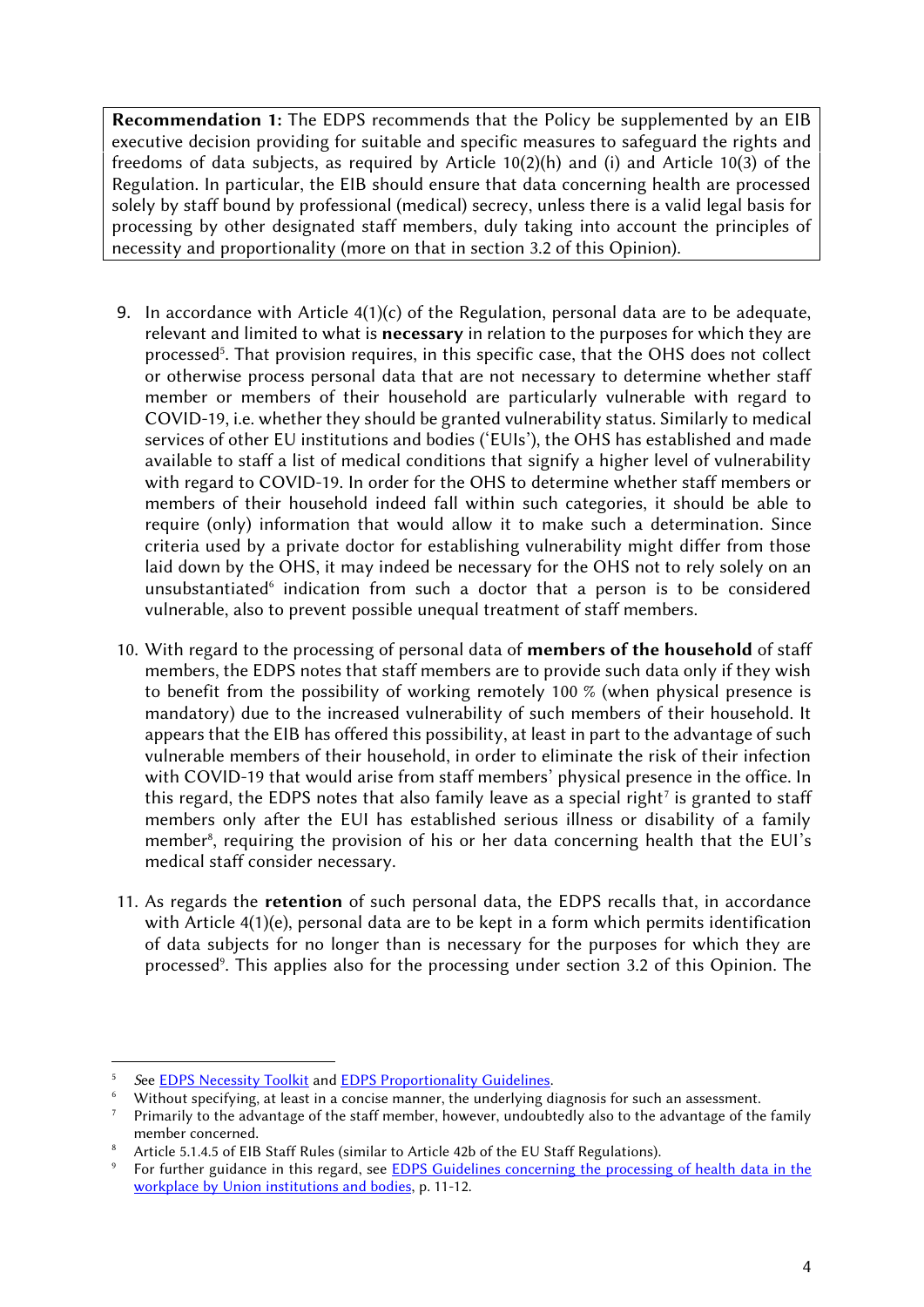**Recommendation 1:** The EDPS recommends that the Policy be supplemented by an EIB executive decision providing for suitable and specific measures to safeguard the rights and freedoms of data subjects, as required by Article 10(2)(h) and (i) and Article 10(3) of the Regulation. In particular, the EIB should ensure that data concerning health are processed solely by staff bound by professional (medical) secrecy, unless there is a valid legal basis for processing by other designated staff members, duly taking into account the principles of necessity and proportionality (more on that in section 3.2 of this Opinion).

9. In accordance with Article 4(1)(c) of the Regulation, personal data are to be adequate, relevant and limited to what is **necessary** in relation to the purposes for which they are processed[5]. That provision requires, in this specific case, that the OHS does not collect or otherwise process personal data that are not necessary to determine whether staff member or members of their household are particularly vulnerable with regard to COVID-19, i.e. whether they should be granted vulnerability status. Similarly to medical services of other EU institutions and bodies ('EUIs'), the OHS has established and made available to staff a list of medical conditions that signify a higher level of vulnerability with regard to COVID-19. In order for the OHS to determine whether staff members or members of their household indeed fall within such categories, it should be able to require (only) information that would allow it to make such a determination. Since criteria used by a private doctor for establishing vulnerability might differ from those laid down by the OHS, it may indeed be necessary for the OHS not to rely solely on an unsubstantiated[6] indication from such a doctor that a person is to be considered vulnerable, also to prevent possible unequal treatment of staff members.

10. With regard to the processing of personal data of **members of the household** of staff members, the EDPS notes that staff members are to provide such data only if they wish to benefit from the possibility of working remotely 100 % (when physical presence is mandatory) due to the increased vulnerability of such members of their household. It appears that the EIB has offered this possibility, at least in part to the advantage of such vulnerable members of their household, in order to eliminate the risk of their infection with COVID-19 that would arise from staff members' physical presence in the office. In this regard, the EDPS notes that also family leave as a special right[7] is granted to staff members only after the EUI has established serious illness or disability of a family member[8], requiring the provision of his or her data concerning health that the EUI's medical staff consider necessary.

11. As regards the **retention** of such personal data, the EDPS recalls that, in accordance with Article 4(1)(e), personal data are to be kept in a form which permits identification of data subjects for no longer than is necessary for the purposes for which they are processed[9]. This applies also for the processing under section 3.2 of this Opinion. The

---

[5] *See* EDPS Necessity Toolkit and EDPS Proportionality Guidelines.

[6] Without specifying, at least in a concise manner, the underlying diagnosis for such an assessment.

[7] Primarily to the advantage of the staff member, however, undoubtedly also to the advantage of the family member concerned.

[8] Article 5.1.4.5 of EIB Staff Rules (similar to Article 42b of the EU Staff Regulations).

[9] For further guidance in this regard, see EDPS Guidelines concerning the processing of health data in the workplace by Union institutions and bodies, p. 11-12.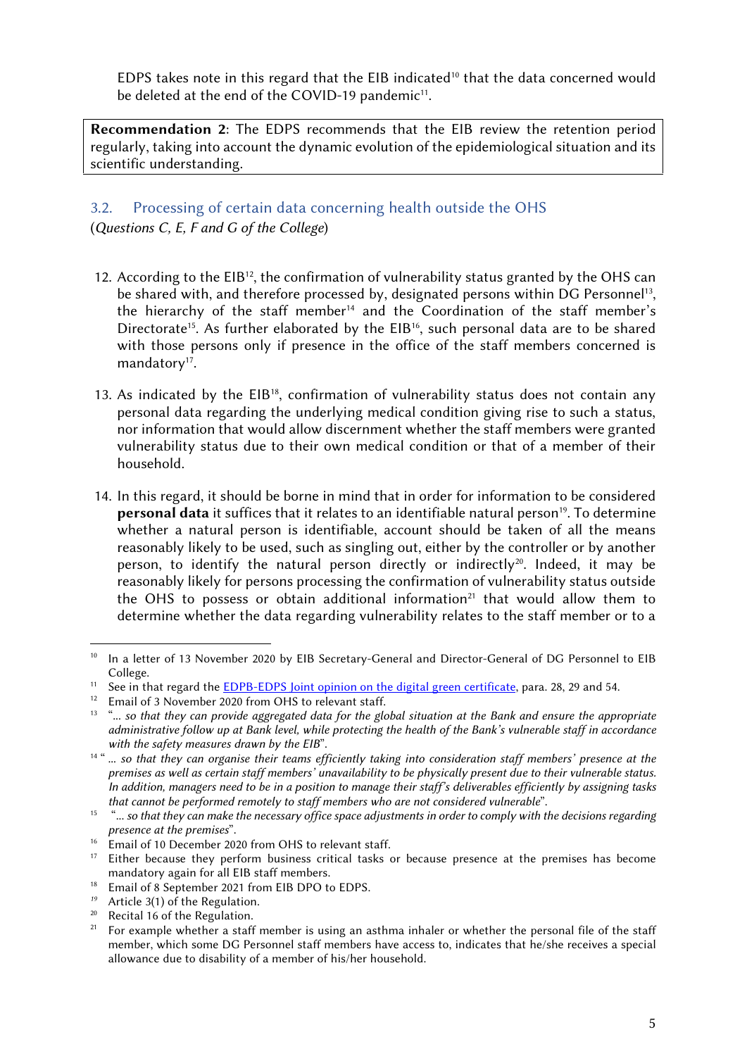EDPS takes note in this regard that the EIB indicated[10] that the data concerned would be deleted at the end of the COVID-19 pandemic[11].

**Recommendation 2**: The EDPS recommends that the EIB review the retention period regularly, taking into account the dynamic evolution of the epidemiological situation and its scientific understanding.

### 3.2. Processing of certain data concerning health outside the OHS

(*Questions C, E, F and G of the College*)

12. According to the EIB[12], the confirmation of vulnerability status granted by the OHS can be shared with, and therefore processed by, designated persons within DG Personnel[13], the hierarchy of the staff member[14] and the Coordination of the staff member's Directorate[15]. As further elaborated by the EIB[16], such personal data are to be shared with those persons only if presence in the office of the staff members concerned is mandatory[17].

13. As indicated by the EIB[18], confirmation of vulnerability status does not contain any personal data regarding the underlying medical condition giving rise to such a status, nor information that would allow discernment whether the staff members were granted vulnerability status due to their own medical condition or that of a member of their household.

14. In this regard, it should be borne in mind that in order for information to be considered **personal data** it suffices that it relates to an identifiable natural person[19]. To determine whether a natural person is identifiable, account should be taken of all the means reasonably likely to be used, such as singling out, either by the controller or by another person, to identify the natural person directly or indirectly[20]. Indeed, it may be reasonably likely for persons processing the confirmation of vulnerability status outside the OHS to possess or obtain additional information[21] that would allow them to determine whether the data regarding vulnerability relates to the staff member or to a

---

[10] In a letter of 13 November 2020 by EIB Secretary-General and Director-General of DG Personnel to EIB College.

[11] See in that regard the EDPB-EDPS Joint opinion on the digital green certificate, para. 28, 29 and 54.

[12] Email of 3 November 2020 from OHS to relevant staff.

[13] "... *so that they can provide aggregated data for the global situation at the Bank and ensure the appropriate administrative follow up at Bank level, while protecting the health of the Bank's vulnerable staff in accordance with the safety measures drawn by the EIB*".

[14] " ... *so that they can organise their teams efficiently taking into consideration staff members' presence at the premises as well as certain staff members' unavailability to be physically present due to their vulnerable status. In addition, managers need to be in a position to manage their staff's deliverables efficiently by assigning tasks that cannot be performed remotely to staff members who are not considered vulnerable*".

[15] "... *so that they can make the necessary office space adjustments in order to comply with the decisions regarding presence at the premises*".

[16] Email of 10 December 2020 from OHS to relevant staff.

[17] Either because they perform business critical tasks or because presence at the premises has become mandatory again for all EIB staff members.

[18] Email of 8 September 2021 from EIB DPO to EDPS.

[19] Article 3(1) of the Regulation.

[20] Recital 16 of the Regulation.

[21] For example whether a staff member is using an asthma inhaler or whether the personal file of the staff member, which some DG Personnel staff members have access to, indicates that he/she receives a special allowance due to disability of a member of his/her household.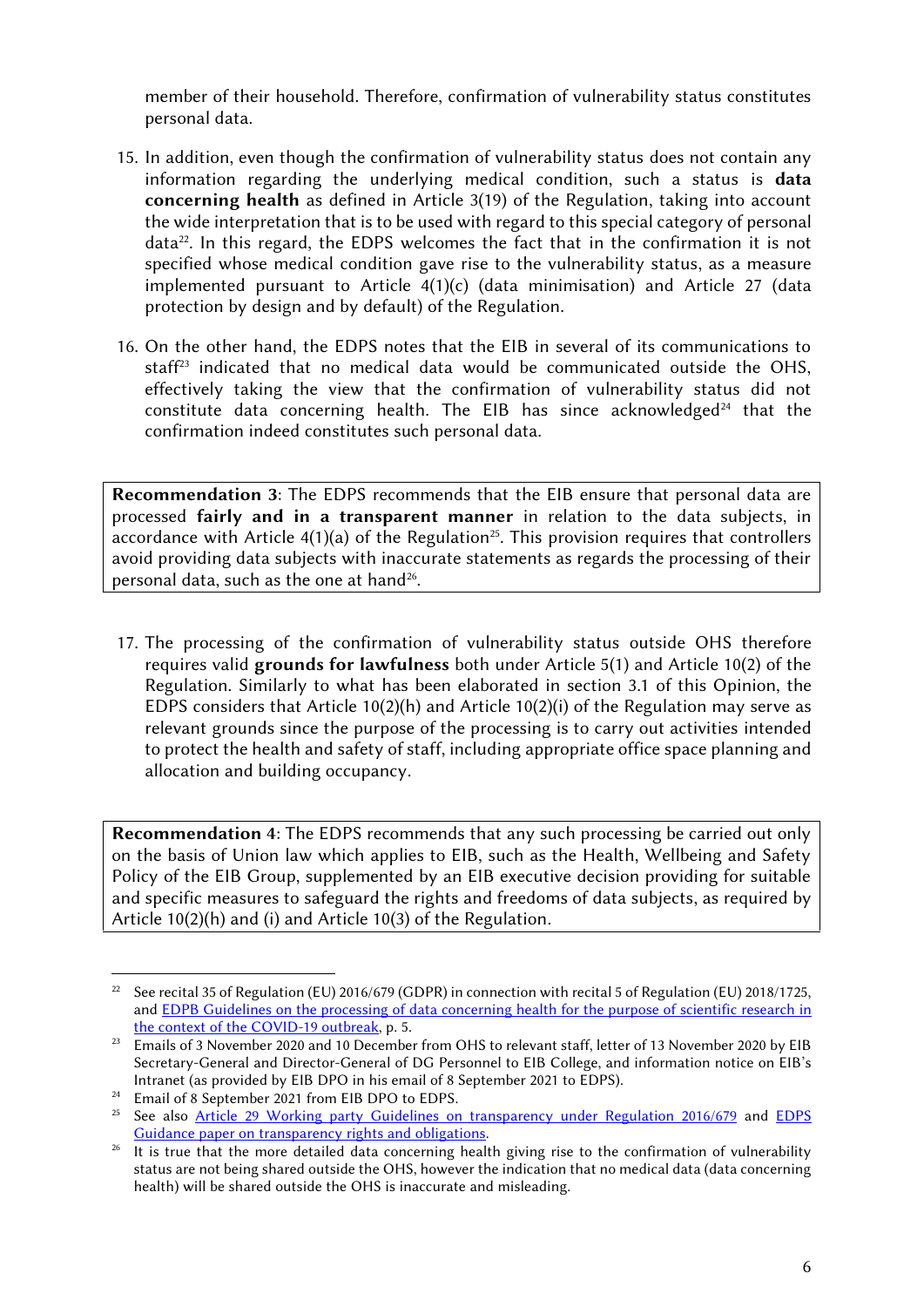member of their household. Therefore, confirmation of vulnerability status constitutes personal data.

15. In addition, even though the confirmation of vulnerability status does not contain any information regarding the underlying medical condition, such a status is **data concerning health** as defined in Article 3(19) of the Regulation, taking into account the wide interpretation that is to be used with regard to this special category of personal data[22]. In this regard, the EDPS welcomes the fact that in the confirmation it is not specified whose medical condition gave rise to the vulnerability status, as a measure implemented pursuant to Article 4(1)(c) (data minimisation) and Article 27 (data protection by design and by default) of the Regulation.

16. On the other hand, the EDPS notes that the EIB in several of its communications to staff[23] indicated that no medical data would be communicated outside the OHS, effectively taking the view that the confirmation of vulnerability status did not constitute data concerning health. The EIB has since acknowledged[24] that the confirmation indeed constitutes such personal data.

> **Recommendation 3**: The EDPS recommends that the EIB ensure that personal data are processed **fairly and in a transparent manner** in relation to the data subjects, in accordance with Article 4(1)(a) of the Regulation[25]. This provision requires that controllers avoid providing data subjects with inaccurate statements as regards the processing of their personal data, such as the one at hand[26].

17. The processing of the confirmation of vulnerability status outside OHS therefore requires valid **grounds for lawfulness** both under Article 5(1) and Article 10(2) of the Regulation. Similarly to what has been elaborated in section 3.1 of this Opinion, the EDPS considers that Article 10(2)(h) and Article 10(2)(i) of the Regulation may serve as relevant grounds since the purpose of the processing is to carry out activities intended to protect the health and safety of staff, including appropriate office space planning and allocation and building occupancy.

> **Recommendation 4**: The EDPS recommends that any such processing be carried out only on the basis of Union law which applies to EIB, such as the Health, Wellbeing and Safety Policy of the EIB Group, supplemented by an EIB executive decision providing for suitable and specific measures to safeguard the rights and freedoms of data subjects, as required by Article 10(2)(h) and (i) and Article 10(3) of the Regulation.

---

[22] See recital 35 of Regulation (EU) 2016/679 (GDPR) in connection with recital 5 of Regulation (EU) 2018/1725, and EDPB Guidelines on the processing of data concerning health for the purpose of scientific research in the context of the COVID-19 outbreak, p. 5.

[23] Emails of 3 November 2020 and 10 December from OHS to relevant staff, letter of 13 November 2020 by EIB Secretary-General and Director-General of DG Personnel to EIB College, and information notice on EIB's Intranet (as provided by EIB DPO in his email of 8 September 2021 to EDPS).

[24] Email of 8 September 2021 from EIB DPO to EDPS.

[25] See also Article 29 Working party Guidelines on transparency under Regulation 2016/679 and EDPS Guidance paper on transparency rights and obligations.

[26] It is true that the more detailed data concerning health giving rise to the confirmation of vulnerability status are not being shared outside the OHS, however the indication that no medical data (data concerning health) will be shared outside the OHS is inaccurate and misleading.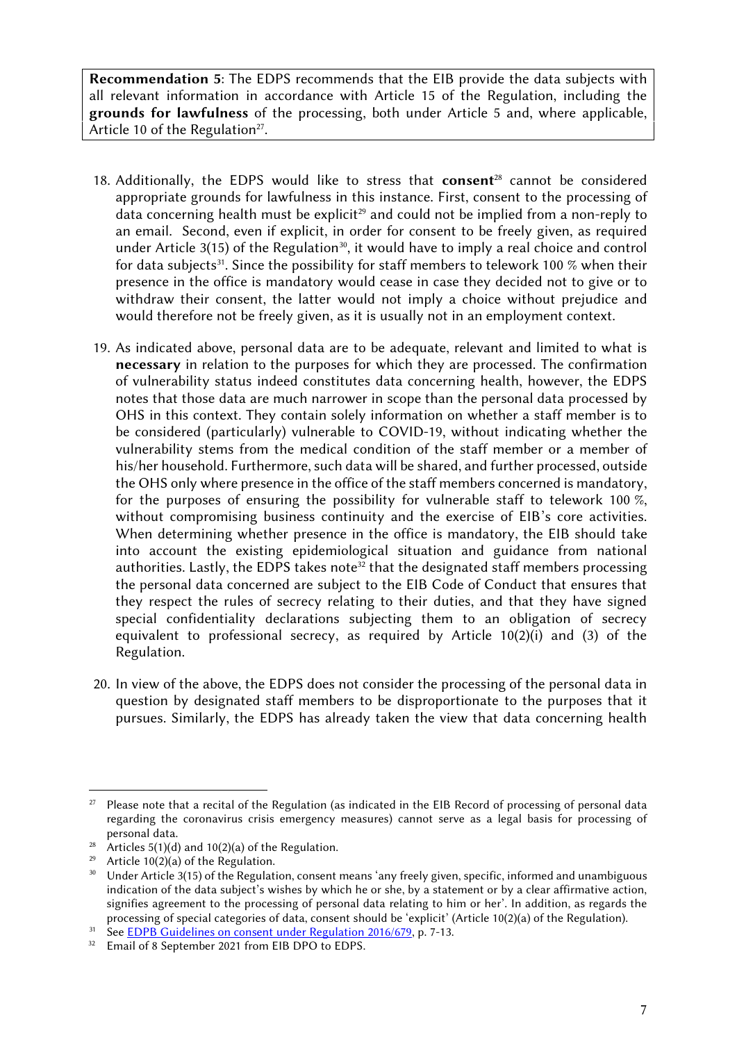**Recommendation 5**: The EDPS recommends that the EIB provide the data subjects with all relevant information in accordance with Article 15 of the Regulation, including the **grounds for lawfulness** of the processing, both under Article 5 and, where applicable, Article 10 of the Regulation[27].

18. Additionally, the EDPS would like to stress that **consent**[28] cannot be considered appropriate grounds for lawfulness in this instance. First, consent to the processing of data concerning health must be explicit[29] and could not be implied from a non-reply to an email. Second, even if explicit, in order for consent to be freely given, as required under Article 3(15) of the Regulation[30], it would have to imply a real choice and control for data subjects[31]. Since the possibility for staff members to telework 100 % when their presence in the office is mandatory would cease in case they decided not to give or to withdraw their consent, the latter would not imply a choice without prejudice and would therefore not be freely given, as it is usually not in an employment context.

19. As indicated above, personal data are to be adequate, relevant and limited to what is **necessary** in relation to the purposes for which they are processed. The confirmation of vulnerability status indeed constitutes data concerning health, however, the EDPS notes that those data are much narrower in scope than the personal data processed by OHS in this context. They contain solely information on whether a staff member is to be considered (particularly) vulnerable to COVID-19, without indicating whether the vulnerability stems from the medical condition of the staff member or a member of his/her household. Furthermore, such data will be shared, and further processed, outside the OHS only where presence in the office of the staff members concerned is mandatory, for the purposes of ensuring the possibility for vulnerable staff to telework 100 %, without compromising business continuity and the exercise of EIB's core activities. When determining whether presence in the office is mandatory, the EIB should take into account the existing epidemiological situation and guidance from national authorities. Lastly, the EDPS takes note[32] that the designated staff members processing the personal data concerned are subject to the EIB Code of Conduct that ensures that they respect the rules of secrecy relating to their duties, and that they have signed special confidentiality declarations subjecting them to an obligation of secrecy equivalent to professional secrecy, as required by Article 10(2)(i) and (3) of the Regulation.

20. In view of the above, the EDPS does not consider the processing of the personal data in question by designated staff members to be disproportionate to the purposes that it pursues. Similarly, the EDPS has already taken the view that data concerning health

---

[27] Please note that a recital of the Regulation (as indicated in the EIB Record of processing of personal data regarding the coronavirus crisis emergency measures) cannot serve as a legal basis for processing of personal data.

[28] Articles 5(1)(d) and 10(2)(a) of the Regulation.

[29] Article 10(2)(a) of the Regulation.

[30] Under Article 3(15) of the Regulation, consent means 'any freely given, specific, informed and unambiguous indication of the data subject's wishes by which he or she, by a statement or by a clear affirmative action, signifies agreement to the processing of personal data relating to him or her'. In addition, as regards the processing of special categories of data, consent should be 'explicit' (Article 10(2)(a) of the Regulation).

[31] See EDPB Guidelines on consent under Regulation 2016/679, p. 7-13.

[32] Email of 8 September 2021 from EIB DPO to EDPS.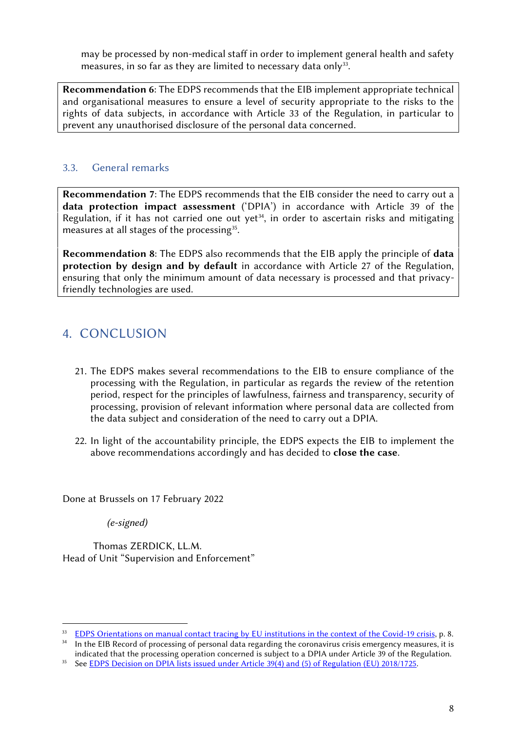may be processed by non-medical staff in order to implement general health and safety measures, in so far as they are limited to necessary data only[33].

**Recommendation 6**: The EDPS recommends that the EIB implement appropriate technical and organisational measures to ensure a level of security appropriate to the risks to the rights of data subjects, in accordance with Article 33 of the Regulation, in particular to prevent any unauthorised disclosure of the personal data concerned.

### 3.3. General remarks

**Recommendation 7**: The EDPS recommends that the EIB consider the need to carry out a **data protection impact assessment** ('DPIA') in accordance with Article 39 of the Regulation, if it has not carried one out yet[34], in order to ascertain risks and mitigating measures at all stages of the processing[35].

**Recommendation 8**: The EDPS also recommends that the EIB apply the principle of **data protection by design and by default** in accordance with Article 27 of the Regulation, ensuring that only the minimum amount of data necessary is processed and that privacy-friendly technologies are used.

## 4. CONCLUSION

21. The EDPS makes several recommendations to the EIB to ensure compliance of the processing with the Regulation, in particular as regards the review of the retention period, respect for the principles of lawfulness, fairness and transparency, security of processing, provision of relevant information where personal data are collected from the data subject and consideration of the need to carry out a DPIA.

22. In light of the accountability principle, the EDPS expects the EIB to implement the above recommendations accordingly and has decided to **close the case**.

Done at Brussels on 17 February 2022

*(e-signed)*

Thomas ZERDICK, LL.M.
Head of Unit "Supervision and Enforcement"

---

[33] EDPS Orientations on manual contact tracing by EU institutions in the context of the Covid-19 crisis, p. 8.

[34] In the EIB Record of processing of personal data regarding the coronavirus crisis emergency measures, it is indicated that the processing operation concerned is subject to a DPIA under Article 39 of the Regulation.

[35] See EDPS Decision on DPIA lists issued under Article 39(4) and (5) of Regulation (EU) 2018/1725.